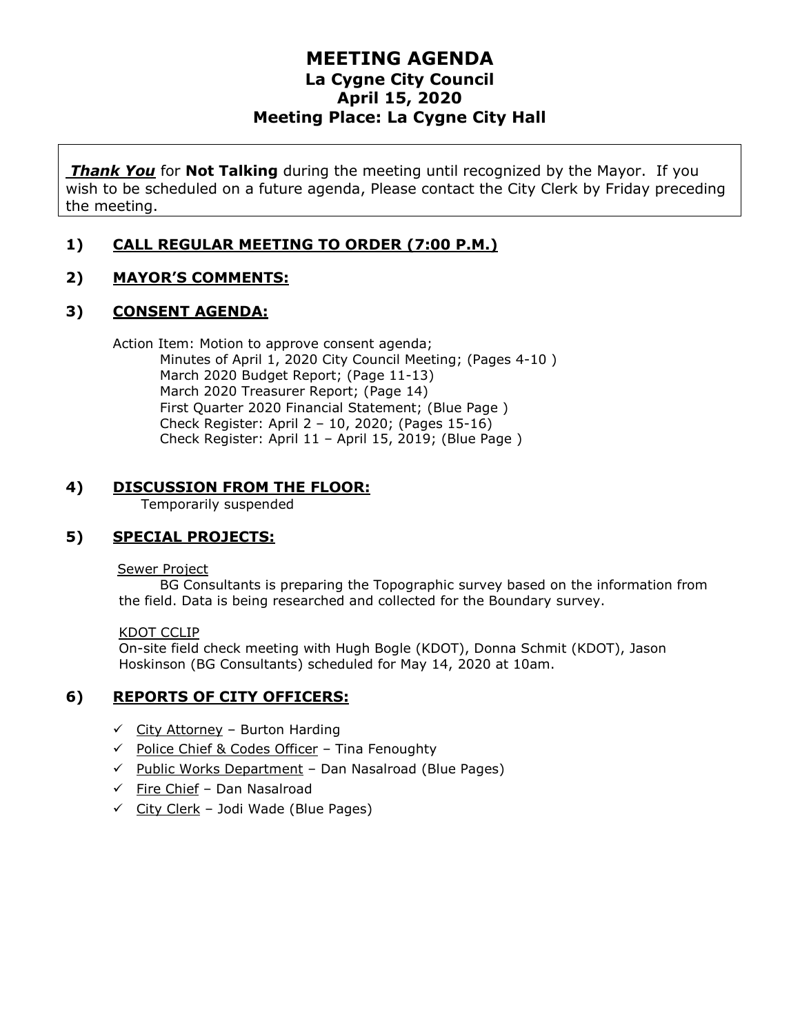# MEETING AGENDA
## La Cygne City Council
## April 15, 2020
## Meeting Place: La Cygne City Hall

***Thank You*** for **Not Talking** during the meeting until recognized by the Mayor. If you wish to be scheduled on a future agenda, Please contact the City Clerk by Friday preceding the meeting.

### 1) CALL REGULAR MEETING TO ORDER (7:00 P.M.)

### 2) MAYOR'S COMMENTS:

### 3) CONSENT AGENDA:

Action Item: Motion to approve consent agenda;
- Minutes of April 1, 2020 City Council Meeting; (Pages 4-10 )
- March 2020 Budget Report; (Page 11-13)
- March 2020 Treasurer Report; (Page 14)
- First Quarter 2020 Financial Statement; (Blue Page )
- Check Register: April 2 – 10, 2020; (Pages 15-16)
- Check Register: April 11 – April 15, 2019; (Blue Page )

### 4) DISCUSSION FROM THE FLOOR:

Temporarily suspended

### 5) SPECIAL PROJECTS:

Sewer Project

BG Consultants is preparing the Topographic survey based on the information from the field. Data is being researched and collected for the Boundary survey.

KDOT CCLIP

On-site field check meeting with Hugh Bogle (KDOT), Donna Schmit (KDOT), Jason Hoskinson (BG Consultants) scheduled for May 14, 2020 at 10am.

### 6) REPORTS OF CITY OFFICERS:

- ✓ City Attorney – Burton Harding
- ✓ Police Chief & Codes Officer – Tina Fenoughty
- ✓ Public Works Department – Dan Nasalroad (Blue Pages)
- ✓ Fire Chief – Dan Nasalroad
- ✓ City Clerk – Jodi Wade (Blue Pages)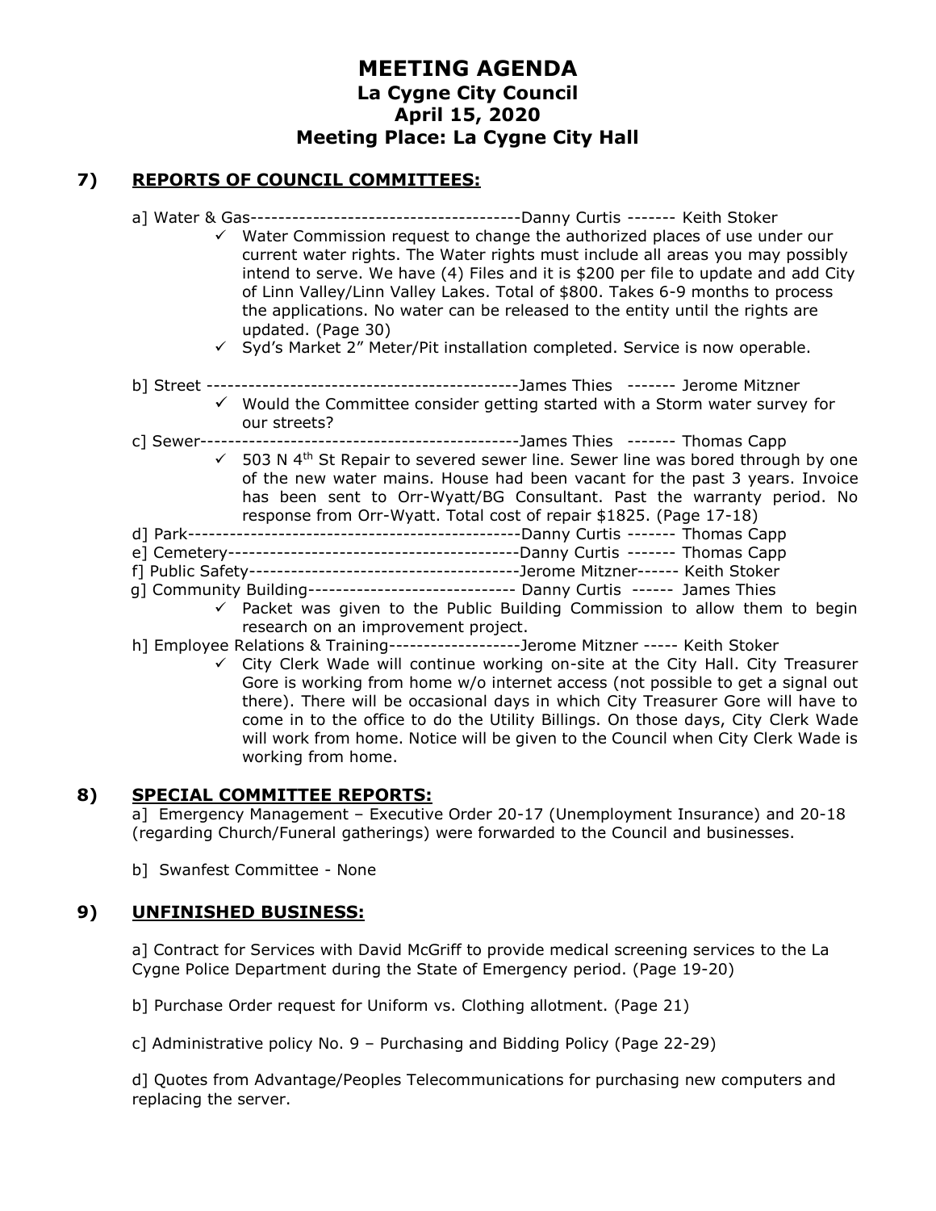# MEETING AGENDA
## La Cygne City Council
## April 15, 2020
## Meeting Place: La Cygne City Hall

## 7) REPORTS OF COUNCIL COMMITTEES:

a] Water & Gas---------------------------------------Danny Curtis ------- Keith Stoker

- ✓ Water Commission request to change the authorized places of use under our current water rights. The Water rights must include all areas you may possibly intend to serve. We have (4) Files and it is $200 per file to update and add City of Linn Valley/Linn Valley Lakes. Total of $800. Takes 6-9 months to process the applications. No water can be released to the entity until the rights are updated. (Page 30)
- ✓ Syd's Market 2" Meter/Pit installation completed. Service is now operable.

b] Street --------------------------------------------James Thies ------- Jerome Mitzner

- ✓ Would the Committee consider getting started with a Storm water survey for our streets?

c] Sewer----------------------------------------------James Thies ------- Thomas Capp

- ✓ 503 N 4th St Repair to severed sewer line. Sewer line was bored through by one of the new water mains. House had been vacant for the past 3 years. Invoice has been sent to Orr-Wyatt/BG Consultant. Past the warranty period. No response from Orr-Wyatt. Total cost of repair $1825. (Page 17-18)

d] Park------------------------------------------------Danny Curtis ------- Thomas Capp

e] Cemetery-------------------------------------------Danny Curtis ------- Thomas Capp

f] Public Safety---------------------------------------Jerome Mitzner------ Keith Stoker

g] Community Building------------------------------ Danny Curtis ------ James Thies

- ✓ Packet was given to the Public Building Commission to allow them to begin research on an improvement project.

h] Employee Relations & Training-------------------Jerome Mitzner ----- Keith Stoker

- ✓ City Clerk Wade will continue working on-site at the City Hall. City Treasurer Gore is working from home w/o internet access (not possible to get a signal out there). There will be occasional days in which City Treasurer Gore will have to come in to the office to do the Utility Billings. On those days, City Clerk Wade will work from home. Notice will be given to the Council when City Clerk Wade is working from home.

## 8) SPECIAL COMMITTEE REPORTS:

a] Emergency Management – Executive Order 20-17 (Unemployment Insurance) and 20-18 (regarding Church/Funeral gatherings) were forwarded to the Council and businesses.

b] Swanfest Committee - None

## 9) UNFINISHED BUSINESS:

a] Contract for Services with David McGriff to provide medical screening services to the La Cygne Police Department during the State of Emergency period. (Page 19-20)

b] Purchase Order request for Uniform vs. Clothing allotment. (Page 21)

c] Administrative policy No. 9 – Purchasing and Bidding Policy (Page 22-29)

d] Quotes from Advantage/Peoples Telecommunications for purchasing new computers and replacing the server.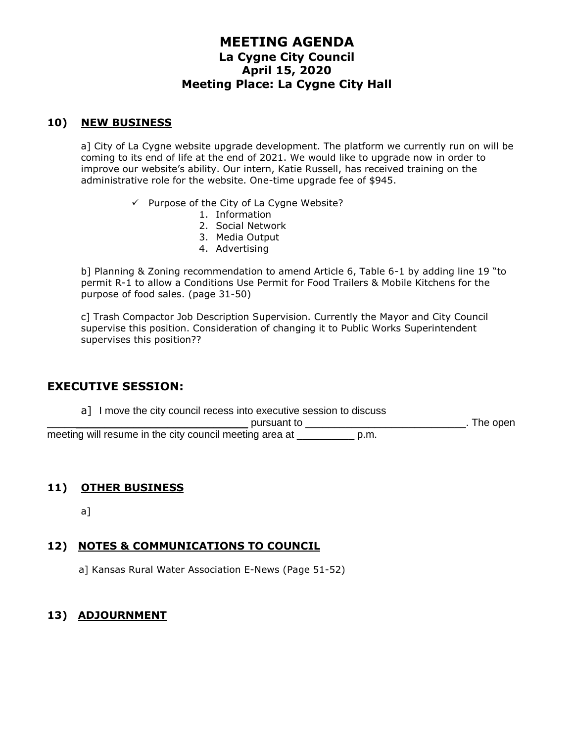# MEETING AGENDA
## La Cygne City Council
## April 15, 2020
## Meeting Place: La Cygne City Hall

### 10) NEW BUSINESS

a] City of La Cygne website upgrade development. The platform we currently run on will be coming to its end of life at the end of 2021. We would like to upgrade now in order to improve our website's ability. Our intern, Katie Russell, has received training on the administrative role for the website. One-time upgrade fee of $945.

- ✓ Purpose of the City of La Cygne Website?
  1. Information
  2. Social Network
  3. Media Output
  4. Advertising

b] Planning & Zoning recommendation to amend Article 6, Table 6-1 by adding line 19 "to permit R-1 to allow a Conditions Use Permit for Food Trailers & Mobile Kitchens for the purpose of food sales. (page 31-50)

c] Trash Compactor Job Description Supervision. Currently the Mayor and City Council supervise this position. Consideration of changing it to Public Works Superintendent supervises this position??

## EXECUTIVE SESSION:

a] I move the city council recess into executive session to discuss ________________________________ pursuant to ___________________________. The open meeting will resume in the city council meeting area at __________ p.m.

### 11) OTHER BUSINESS

a]

### 12) NOTES & COMMUNICATIONS TO COUNCIL

a] Kansas Rural Water Association E-News (Page 51-52)

### 13) ADJOURNMENT